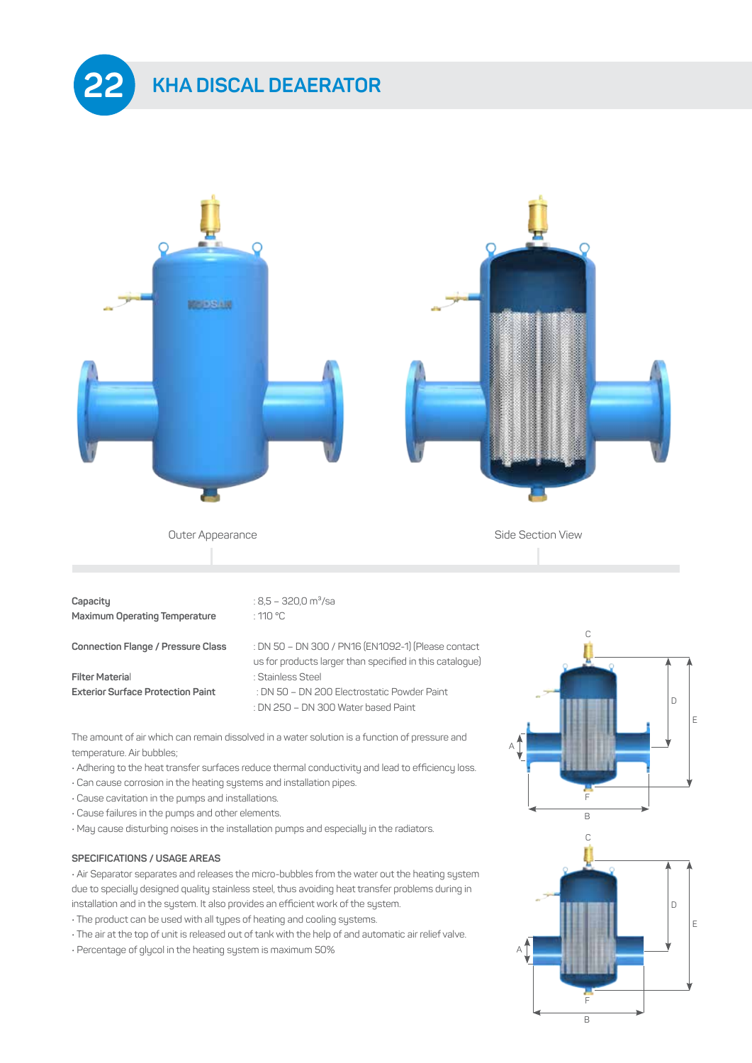# 22 KHA DISCAL DEAERATOR

Outer Appearance

Side Section View

| | |
|---|---|
| **Capacity** | : 8,5 – 320,0 m³/sa |
| **Maximum Operating Temperature** | : 110 °C |
| **Connection Flange / Pressure Class** | : DN 50 – DN 300 / PN16 (EN1092-1) (Please contact us for products larger than specified in this catalogue) |
| **Filter Material** | : Stainless Steel |
| **Exterior Surface Protection Paint** | : DN 50 – DN 200 Electrostatic Powder Paint |
| | : DN 250 – DN 300 Water based Paint |

The amount of air which can remain dissolved in a water solution is a function of pressure and temperature. Air bubbles;

- Adhering to the heat transfer surfaces reduce thermal conductivity and lead to efficiency loss.
- Can cause corrosion in the heating systems and installation pipes.
- Cause cavitation in the pumps and installations.
- Cause failures in the pumps and other elements.
- May cause disturbing noises in the installation pumps and especially in the radiators.

### SPECIFICATIONS / USAGE AREAS

- Air Separator separates and releases the micro-bubbles from the water out the heating system due to specially designed quality stainless steel, thus avoiding heat transfer problems during in installation and in the system. It also provides an efficient work of the system.
- The product can be used with all types of heating and cooling systems.
- The air at the top of unit is released out of tank with the help of and automatic air relief valve.
- Percentage of glycol in the heating system is maximum 50%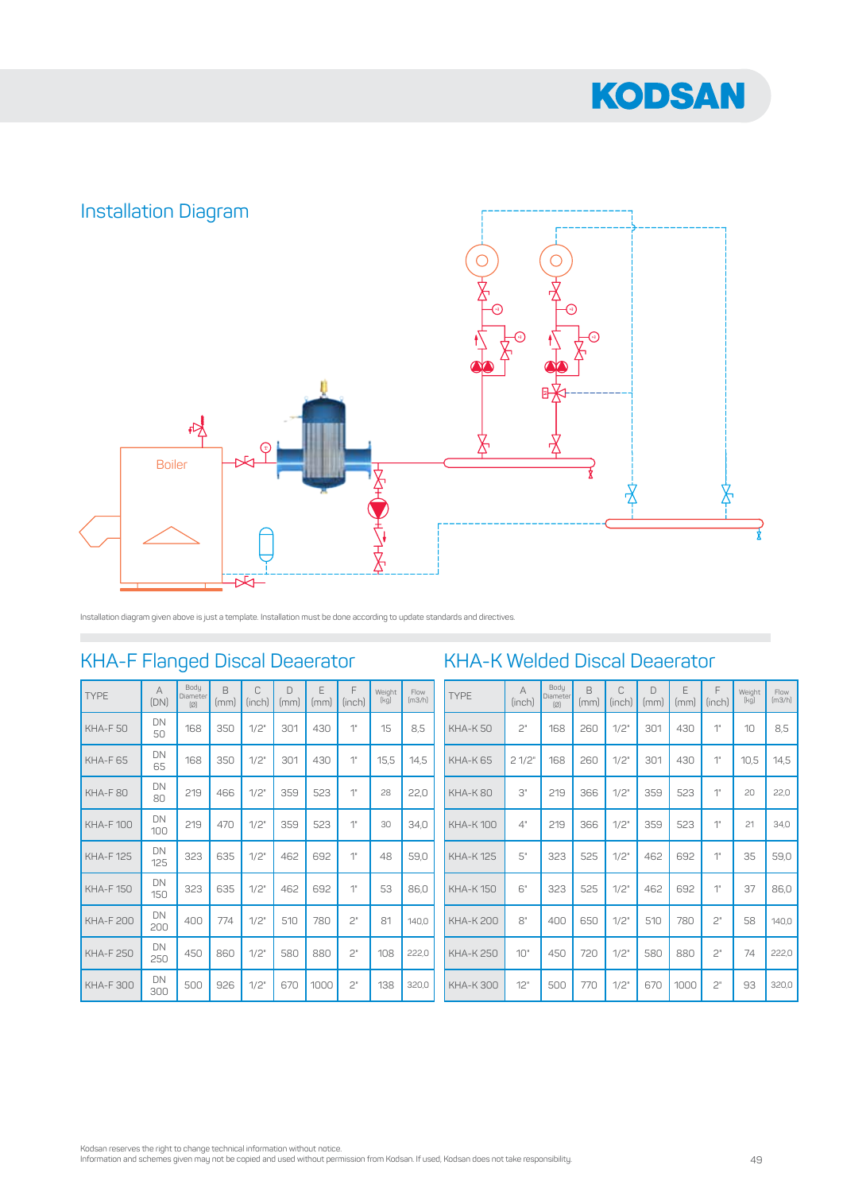## Installation Diagram

Boiler

Installation diagram given above is just a template. Installation must be done according to update standards and directives.

## KHA-F Flanged Discal Deaerator

| TYPE | A (DN) | Body Diameter (Ø) | B (mm) | C (inch) | D (mm) | E (mm) | F (inch) | Weight (kg) | Flow (m3/h) |
|---|---|---|---|---|---|---|---|---|---|
| KHA-F 50 | DN 50 | 168 | 350 | 1/2" | 301 | 430 | 1" | 15 | 8,5 |
| KHA-F 65 | DN 65 | 168 | 350 | 1/2" | 301 | 430 | 1" | 15,5 | 14,5 |
| KHA-F 80 | DN 80 | 219 | 466 | 1/2" | 359 | 523 | 1" | 28 | 22,0 |
| KHA-F 100 | DN 100 | 219 | 470 | 1/2" | 359 | 523 | 1" | 30 | 34,0 |
| KHA-F 125 | DN 125 | 323 | 635 | 1/2" | 462 | 692 | 1" | 48 | 59,0 |
| KHA-F 150 | DN 150 | 323 | 635 | 1/2" | 462 | 692 | 1" | 53 | 86,0 |
| KHA-F 200 | DN 200 | 400 | 774 | 1/2" | 510 | 780 | 2" | 81 | 140,0 |
| KHA-F 250 | DN 250 | 450 | 860 | 1/2" | 580 | 880 | 2" | 108 | 222,0 |
| KHA-F 300 | DN 300 | 500 | 926 | 1/2" | 670 | 1000 | 2" | 138 | 320,0 |

## KHA-K Welded Discal Deaerator

| TYPE | A (inch) | Body Diameter (Ø) | B (mm) | C (inch) | D (mm) | E (mm) | F (inch) | Weight (kg) | Flow (m3/h) |
|---|---|---|---|---|---|---|---|---|---|
| KHA-K 50 | 2" | 168 | 260 | 1/2" | 301 | 430 | 1" | 10 | 8,5 |
| KHA-K 65 | 2 1/2" | 168 | 260 | 1/2" | 301 | 430 | 1" | 10,5 | 14,5 |
| KHA-K 80 | 3" | 219 | 366 | 1/2" | 359 | 523 | 1" | 20 | 22,0 |
| KHA-K 100 | 4" | 219 | 366 | 1/2" | 359 | 523 | 1" | 21 | 34,0 |
| KHA-K 125 | 5" | 323 | 525 | 1/2" | 462 | 692 | 1" | 35 | 59,0 |
| KHA-K 150 | 6" | 323 | 525 | 1/2" | 462 | 692 | 1" | 37 | 86,0 |
| KHA-K 200 | 8" | 400 | 650 | 1/2" | 510 | 780 | 2" | 58 | 140,0 |
| KHA-K 250 | 10" | 450 | 720 | 1/2" | 580 | 880 | 2" | 74 | 222,0 |
| KHA-K 300 | 12" | 500 | 770 | 1/2" | 670 | 1000 | 2" | 93 | 320,0 |

Kodsan reserves the right to change technical information without notice.
Information and schemes given may not be copied and used without permission from Kodsan. If used, Kodsan does not take responsibility.